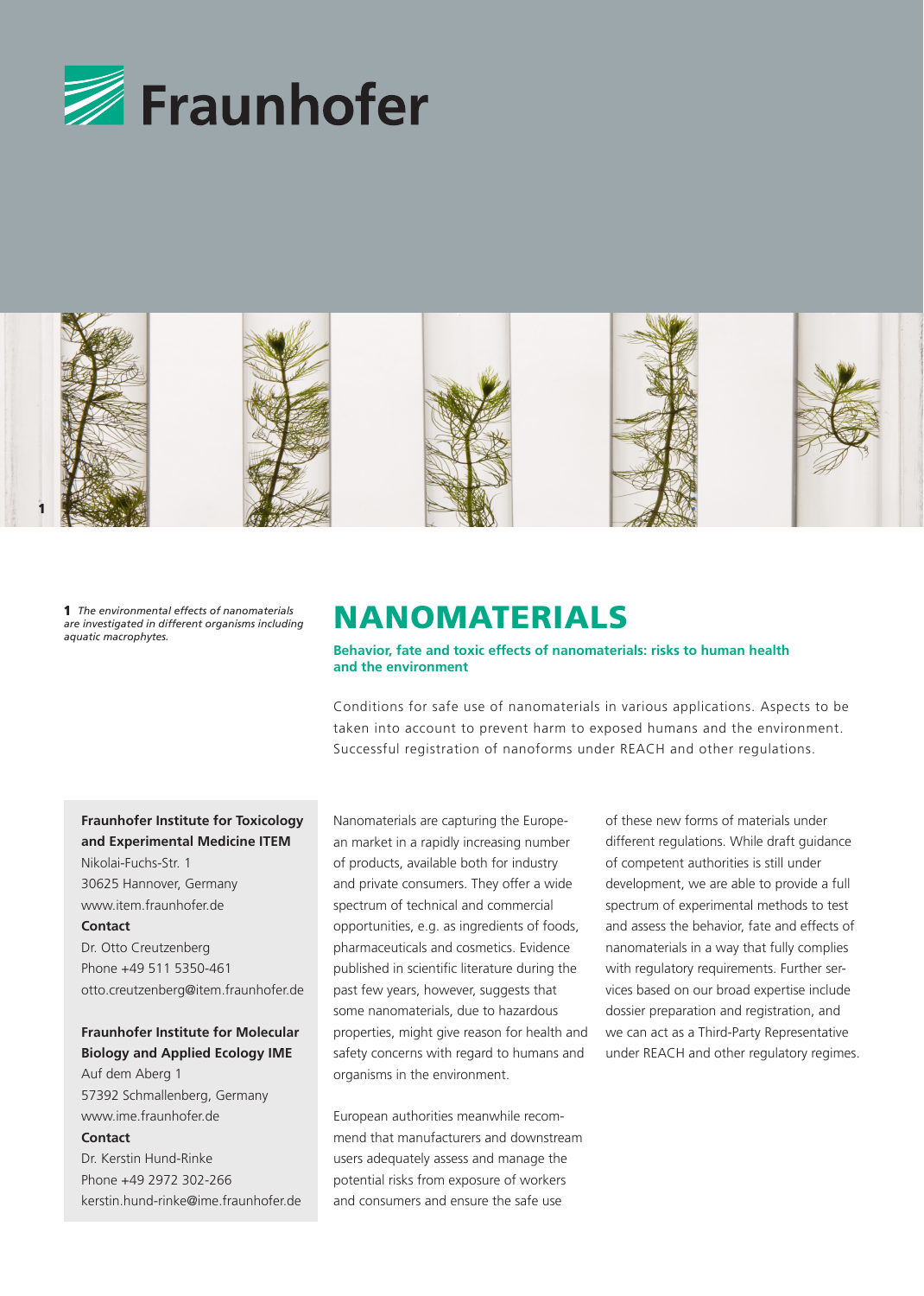Fraunhofer

**1** *The environmental effects of nanomaterials are investigated in different organisms including aquatic macrophytes.*

# NANOMATERIALS

**Behavior, fate and toxic effects of nanomaterials: risks to human health and the environment**

Conditions for safe use of nanomaterials in various applications. Aspects to be taken into account to prevent harm to exposed humans and the environment. Successful registration of nanoforms under REACH and other regulations.

**Fraunhofer Institute for Toxicology and Experimental Medicine ITEM**
Nikolai-Fuchs-Str. 1
30625 Hannover, Germany
www.item.fraunhofer.de

**Contact**
Dr. Otto Creutzenberg
Phone +49 511 5350-461
otto.creutzenberg@item.fraunhofer.de

**Fraunhofer Institute for Molecular Biology and Applied Ecology IME**
Auf dem Aberg 1
57392 Schmallenberg, Germany
www.ime.fraunhofer.de

**Contact**
Dr. Kerstin Hund-Rinke
Phone +49 2972 302-266
kerstin.hund-rinke@ime.fraunhofer.de

Nanomaterials are capturing the European market in a rapidly increasing number of products, available both for industry and private consumers. They offer a wide spectrum of technical and commercial opportunities, e.g. as ingredients of foods, pharmaceuticals and cosmetics. Evidence published in scientific literature during the past few years, however, suggests that some nanomaterials, due to hazardous properties, might give reason for health and safety concerns with regard to humans and organisms in the environment.

European authorities meanwhile recommend that manufacturers and downstream users adequately assess and manage the potential risks from exposure of workers and consumers and ensure the safe use of these new forms of materials under different regulations. While draft guidance of competent authorities is still under development, we are able to provide a full spectrum of experimental methods to test and assess the behavior, fate and effects of nanomaterials in a way that fully complies with regulatory requirements. Further services based on our broad expertise include dossier preparation and registration, and we can act as a Third-Party Representative under REACH and other regulatory regimes.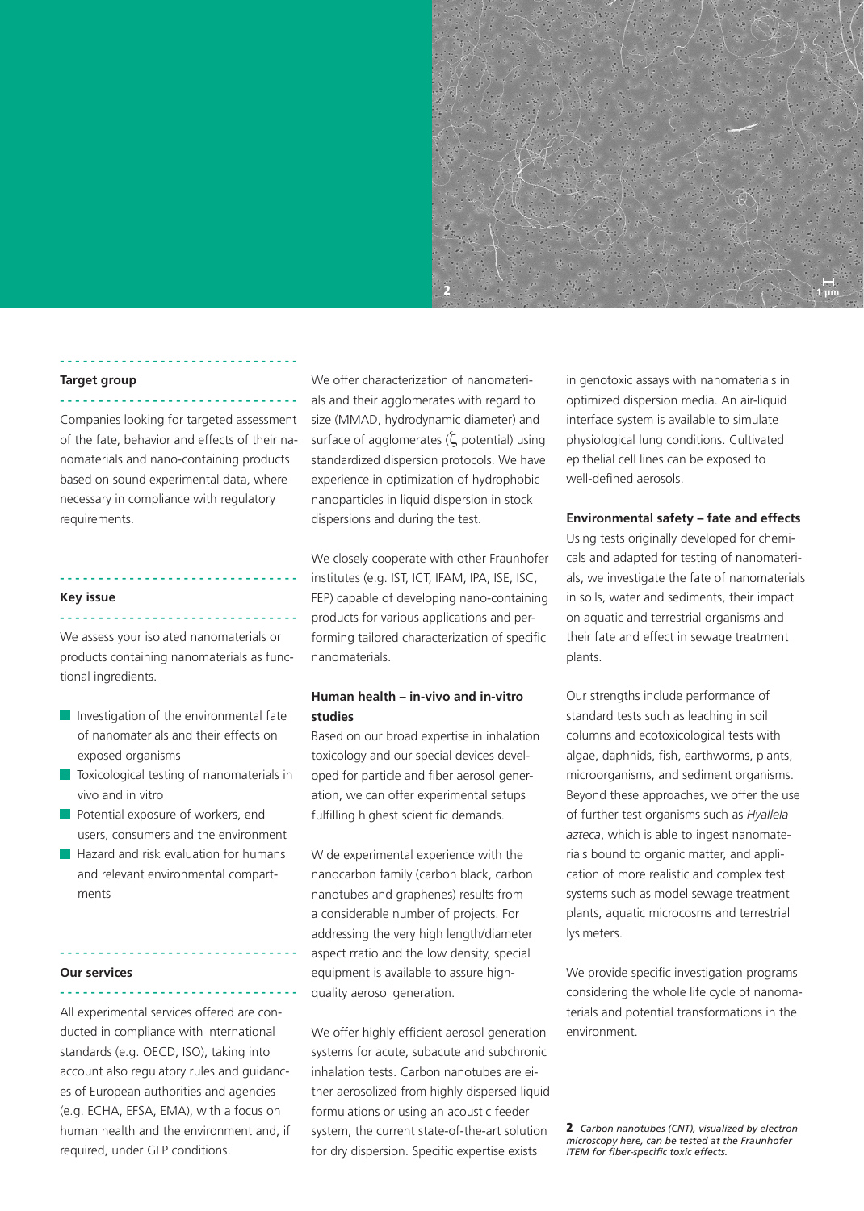## Target group

Companies looking for targeted assessment of the fate, behavior and effects of their nanomaterials and nano-containing products based on sound experimental data, where necessary in compliance with regulatory requirements.

## Key issue

We assess your isolated nanomaterials or products containing nanomaterials as functional ingredients.

- Investigation of the environmental fate of nanomaterials and their effects on exposed organisms
- Toxicological testing of nanomaterials in vivo and in vitro
- Potential exposure of workers, end users, consumers and the environment
- Hazard and risk evaluation for humans and relevant environmental compartments

## Our services

All experimental services offered are conducted in compliance with international standards (e.g. OECD, ISO), taking into account also regulatory rules and guidances of European authorities and agencies (e.g. ECHA, EFSA, EMA), with a focus on human health and the environment and, if required, under GLP conditions.

We offer characterization of nanomaterials and their agglomerates with regard to size (MMAD, hydrodynamic diameter) and surface of agglomerates ($\zeta$ potential) using standardized dispersion protocols. We have experience in optimization of hydrophobic nanoparticles in liquid dispersion in stock dispersions and during the test.

We closely cooperate with other Fraunhofer institutes (e.g. IST, ICT, IFAM, IPA, ISE, ISC, FEP) capable of developing nano-containing products for various applications and performing tailored characterization of specific nanomaterials.

### Human health – in-vivo and in-vitro studies

Based on our broad expertise in inhalation toxicology and our special devices developed for particle and fiber aerosol generation, we can offer experimental setups fulfilling highest scientific demands.

Wide experimental experience with the nanocarbon family (carbon black, carbon nanotubes and graphenes) results from a considerable number of projects. For addressing the very high length/diameter aspect rratio and the low density, special equipment is available to assure high-quality aerosol generation.

We offer highly efficient aerosol generation systems for acute, subacute and subchronic inhalation tests. Carbon nanotubes are either aerosolized from highly dispersed liquid formulations or using an acoustic feeder system, the current state-of-the-art solution for dry dispersion. Specific expertise exists in genotoxic assays with nanomaterials in optimized dispersion media. An air-liquid interface system is available to simulate physiological lung conditions. Cultivated epithelial cell lines can be exposed to well-defined aerosols.

### Environmental safety – fate and effects

Using tests originally developed for chemicals and adapted for testing of nanomaterials, we investigate the fate of nanomaterials in soils, water and sediments, their impact on aquatic and terrestrial organisms and their fate and effect in sewage treatment plants.

Our strengths include performance of standard tests such as leaching in soil columns and ecotoxicological tests with algae, daphnids, fish, earthworms, plants, microorganisms, and sediment organisms. Beyond these approaches, we offer the use of further test organisms such as *Hyallela azteca*, which is able to ingest nanomaterials bound to organic matter, and application of more realistic and complex test systems such as model sewage treatment plants, aquatic microcosms and terrestrial lysimeters.

We provide specific investigation programs considering the whole life cycle of nanomaterials and potential transformations in the environment.

**2** *Carbon nanotubes (CNT), visualized by electron microscopy here, can be tested at the Fraunhofer ITEM for fiber-specific toxic effects.*